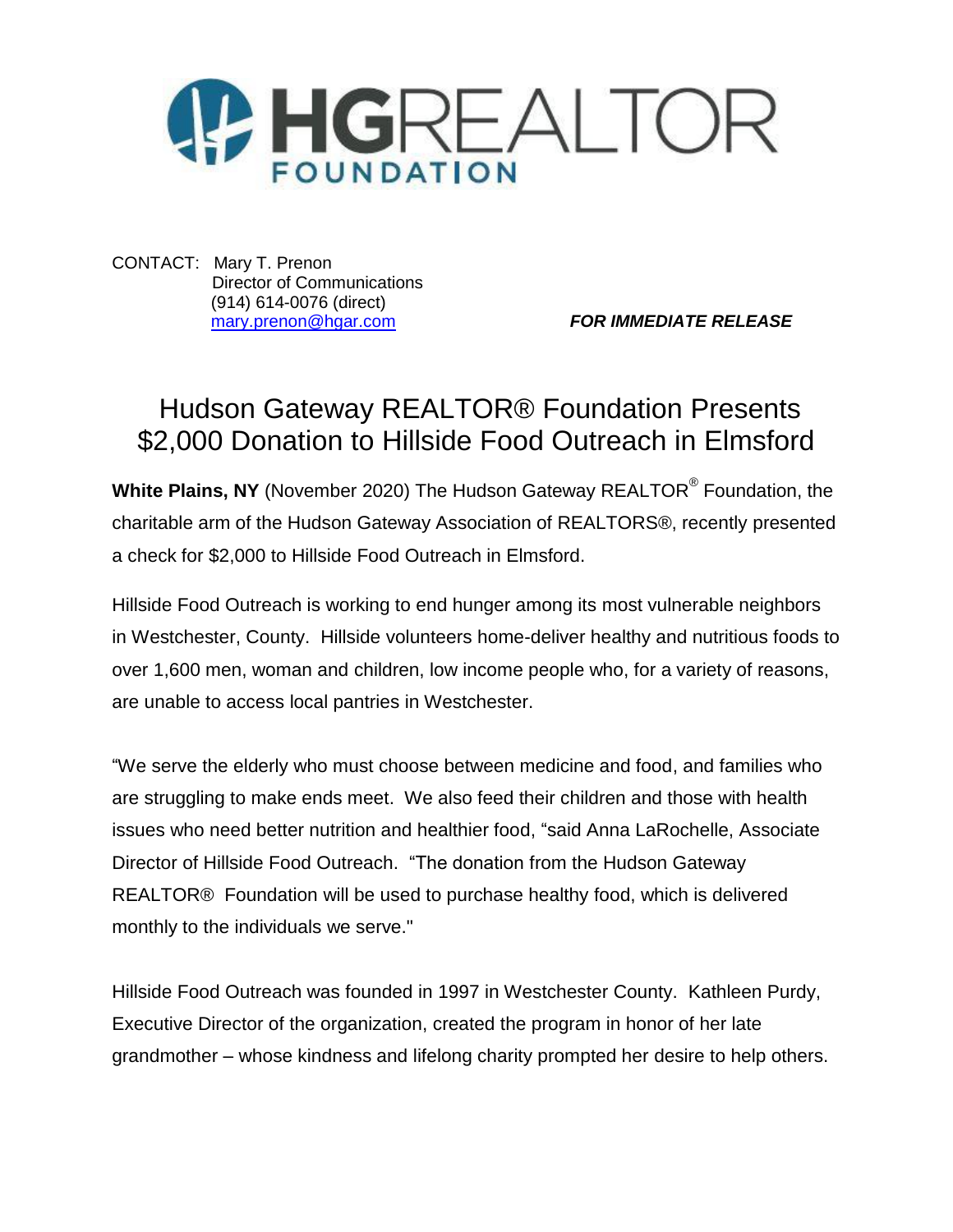HGREALTOR FOUNDATION

CONTACT: Mary T. Prenon
Director of Communications
(914) 614-0076 (direct)
mary.prenon@hgar.com

***FOR IMMEDIATE RELEASE***

# Hudson Gateway REALTOR® Foundation Presents $2,000 Donation to Hillside Food Outreach in Elmsford

**White Plains, NY** (November 2020) The Hudson Gateway REALTOR® Foundation, the charitable arm of the Hudson Gateway Association of REALTORS®, recently presented a check for $2,000 to Hillside Food Outreach in Elmsford.

Hillside Food Outreach is working to end hunger among its most vulnerable neighbors in Westchester, County. Hillside volunteers home-deliver healthy and nutritious foods to over 1,600 men, woman and children, low income people who, for a variety of reasons, are unable to access local pantries in Westchester.

"We serve the elderly who must choose between medicine and food, and families who are struggling to make ends meet. We also feed their children and those with health issues who need better nutrition and healthier food, "said Anna LaRochelle, Associate Director of Hillside Food Outreach. "The donation from the Hudson Gateway REALTOR® Foundation will be used to purchase healthy food, which is delivered monthly to the individuals we serve."

Hillside Food Outreach was founded in 1997 in Westchester County. Kathleen Purdy, Executive Director of the organization, created the program in honor of her late grandmother – whose kindness and lifelong charity prompted her desire to help others.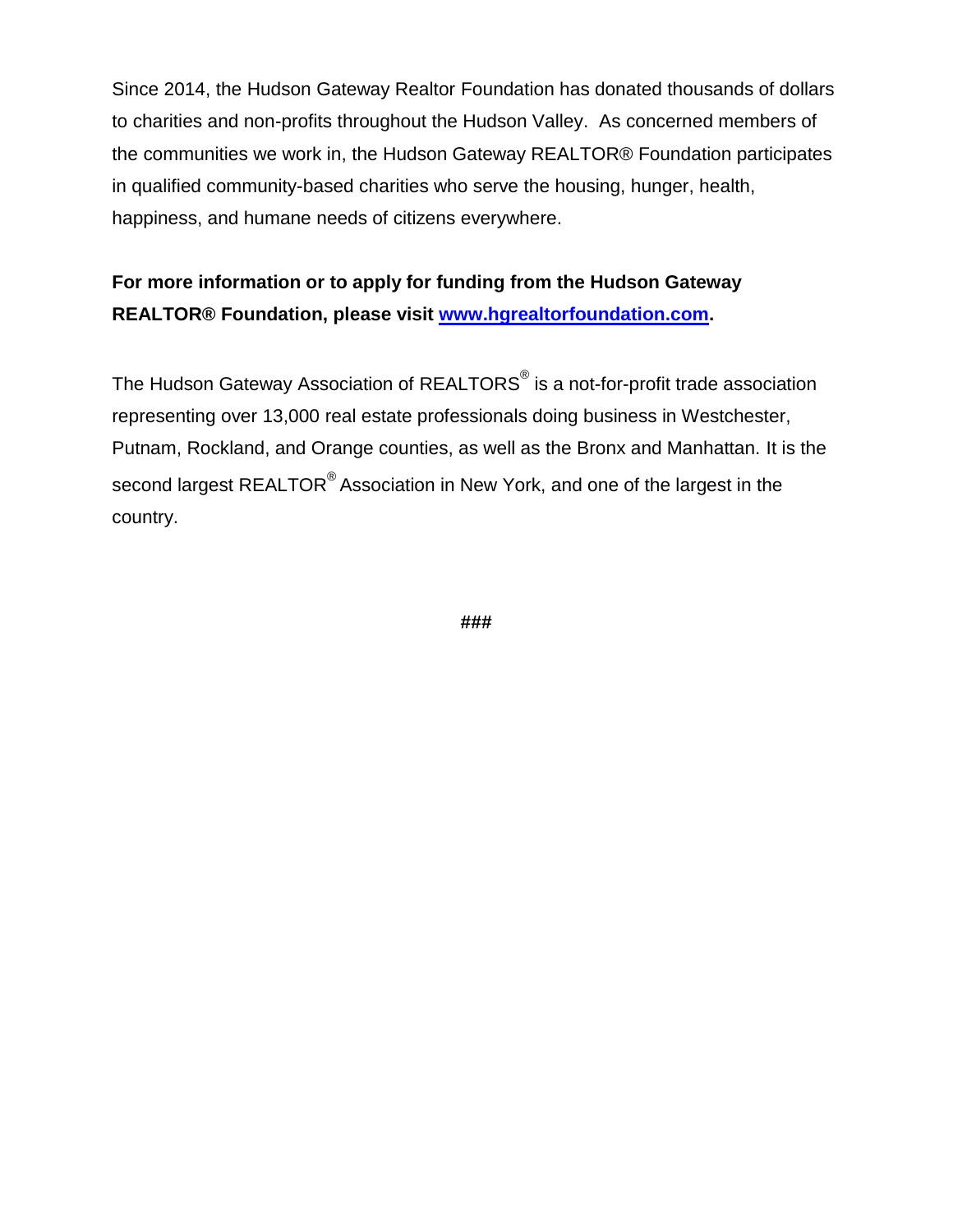Since 2014, the Hudson Gateway Realtor Foundation has donated thousands of dollars to charities and non-profits throughout the Hudson Valley. As concerned members of the communities we work in, the Hudson Gateway REALTOR® Foundation participates in qualified community-based charities who serve the housing, hunger, health, happiness, and humane needs of citizens everywhere.

**For more information or to apply for funding from the Hudson Gateway REALTOR® Foundation, please visit [www.hgrealtorfoundation.com](http://www.hgrealtorfoundation.com).**

The Hudson Gateway Association of REALTORS® is a not-for-profit trade association representing over 13,000 real estate professionals doing business in Westchester, Putnam, Rockland, and Orange counties, as well as the Bronx and Manhattan. It is the second largest REALTOR® Association in New York, and one of the largest in the country.

###